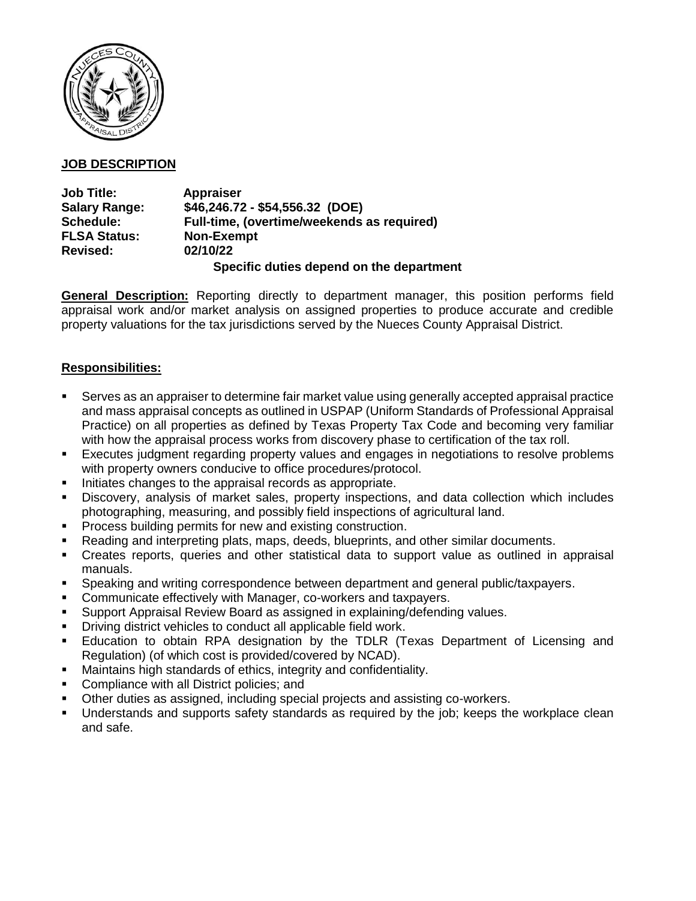**JOB DESCRIPTION**

**Job Title:** Appraiser
**Salary Range:** $46,246.72 - $54,556.32 (DOE)
**Schedule:** Full-time, (overtime/weekends as required)
**FLSA Status:** Non-Exempt
**Revised:** 02/10/22

**Specific duties depend on the department**

**General Description:** Reporting directly to department manager, this position performs field appraisal work and/or market analysis on assigned properties to produce accurate and credible property valuations for the tax jurisdictions served by the Nueces County Appraisal District.

**Responsibilities:**

- Serves as an appraiser to determine fair market value using generally accepted appraisal practice and mass appraisal concepts as outlined in USPAP (Uniform Standards of Professional Appraisal Practice) on all properties as defined by Texas Property Tax Code and becoming very familiar with how the appraisal process works from discovery phase to certification of the tax roll.
- Executes judgment regarding property values and engages in negotiations to resolve problems with property owners conducive to office procedures/protocol.
- Initiates changes to the appraisal records as appropriate.
- Discovery, analysis of market sales, property inspections, and data collection which includes photographing, measuring, and possibly field inspections of agricultural land.
- Process building permits for new and existing construction.
- Reading and interpreting plats, maps, deeds, blueprints, and other similar documents.
- Creates reports, queries and other statistical data to support value as outlined in appraisal manuals.
- Speaking and writing correspondence between department and general public/taxpayers.
- Communicate effectively with Manager, co-workers and taxpayers.
- Support Appraisal Review Board as assigned in explaining/defending values.
- Driving district vehicles to conduct all applicable field work.
- Education to obtain RPA designation by the TDLR (Texas Department of Licensing and Regulation) (of which cost is provided/covered by NCAD).
- Maintains high standards of ethics, integrity and confidentiality.
- Compliance with all District policies; and
- Other duties as assigned, including special projects and assisting co-workers.
- Understands and supports safety standards as required by the job; keeps the workplace clean and safe.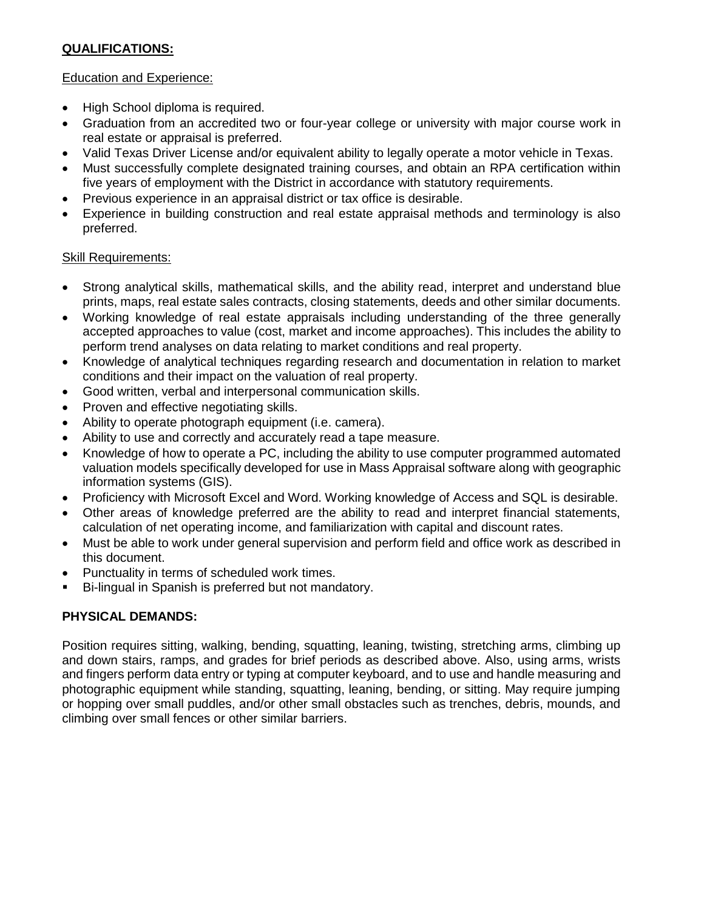## **QUALIFICATIONS:**

Education and Experience:

- High School diploma is required.
- Graduation from an accredited two or four-year college or university with major course work in real estate or appraisal is preferred.
- Valid Texas Driver License and/or equivalent ability to legally operate a motor vehicle in Texas.
- Must successfully complete designated training courses, and obtain an RPA certification within five years of employment with the District in accordance with statutory requirements.
- Previous experience in an appraisal district or tax office is desirable.
- Experience in building construction and real estate appraisal methods and terminology is also preferred.

Skill Requirements:

- Strong analytical skills, mathematical skills, and the ability read, interpret and understand blue prints, maps, real estate sales contracts, closing statements, deeds and other similar documents.
- Working knowledge of real estate appraisals including understanding of the three generally accepted approaches to value (cost, market and income approaches). This includes the ability to perform trend analyses on data relating to market conditions and real property.
- Knowledge of analytical techniques regarding research and documentation in relation to market conditions and their impact on the valuation of real property.
- Good written, verbal and interpersonal communication skills.
- Proven and effective negotiating skills.
- Ability to operate photograph equipment (i.e. camera).
- Ability to use and correctly and accurately read a tape measure.
- Knowledge of how to operate a PC, including the ability to use computer programmed automated valuation models specifically developed for use in Mass Appraisal software along with geographic information systems (GIS).
- Proficiency with Microsoft Excel and Word. Working knowledge of Access and SQL is desirable.
- Other areas of knowledge preferred are the ability to read and interpret financial statements, calculation of net operating income, and familiarization with capital and discount rates.
- Must be able to work under general supervision and perform field and office work as described in this document.
- Punctuality in terms of scheduled work times.
- Bi-lingual in Spanish is preferred but not mandatory.

## **PHYSICAL DEMANDS:**

Position requires sitting, walking, bending, squatting, leaning, twisting, stretching arms, climbing up and down stairs, ramps, and grades for brief periods as described above. Also, using arms, wrists and fingers perform data entry or typing at computer keyboard, and to use and handle measuring and photographic equipment while standing, squatting, leaning, bending, or sitting. May require jumping or hopping over small puddles, and/or other small obstacles such as trenches, debris, mounds, and climbing over small fences or other similar barriers.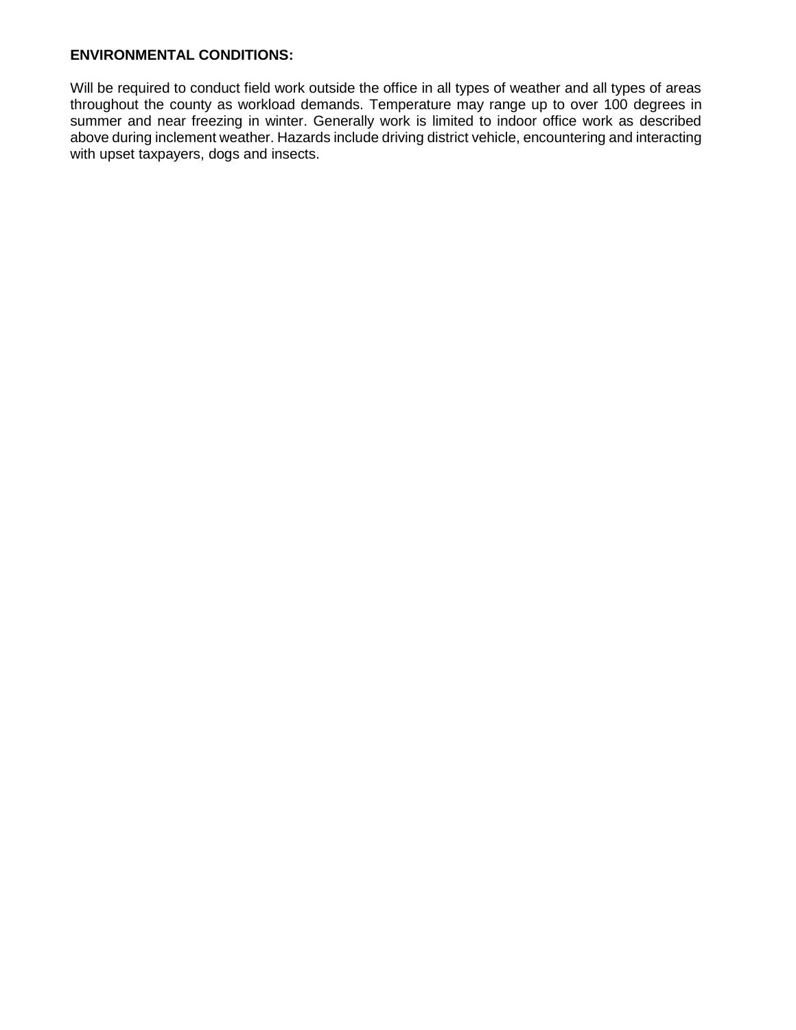**ENVIRONMENTAL CONDITIONS:**

Will be required to conduct field work outside the office in all types of weather and all types of areas throughout the county as workload demands. Temperature may range up to over 100 degrees in summer and near freezing in winter. Generally work is limited to indoor office work as described above during inclement weather. Hazards include driving district vehicle, encountering and interacting with upset taxpayers, dogs and insects.